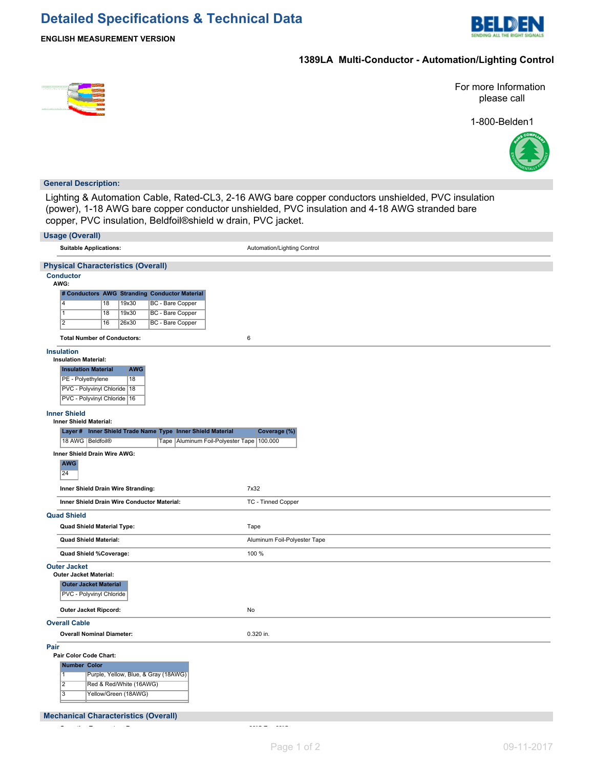# Detailed Specifications & Technical Data

**ENGLISH MEASUREMENT VERSION**

## 1389LA Multi-Conductor - Automation/Lighting Control

For more Information please call

1-800-Belden1

## General Description:

Lighting & Automation Cable, Rated-CL3, 2-16 AWG bare copper conductors unshielded, PVC insulation (power), 1-18 AWG bare copper conductor unshielded, PVC insulation and 4-18 AWG stranded bare copper, PVC insulation, Beldfoil®shield w drain, PVC jacket.

## Usage (Overall)

| | |
|---|---|
| **Suitable Applications:** | Automation/Lighting Control |

## Physical Characteristics (Overall)

### Conductor

**AWG:**

| # Conductors | AWG | Stranding | Conductor Material |
|---|---|---|---|
| 4 | 18 | 19x30 | BC - Bare Copper |
| 1 | 18 | 19x30 | BC - Bare Copper |
| 2 | 16 | 26x30 | BC - Bare Copper |

| | |
|---|---|
| **Total Number of Conductors:** | 6 |

### Insulation

**Insulation Material:**

| Insulation Material | AWG |
|---|---|
| PE - Polyethylene | 18 |
| PVC - Polyvinyl Chloride | 18 |
| PVC - Polyvinyl Chloride | 16 |

### Inner Shield

**Inner Shield Material:**

| Layer # | Inner Shield Trade Name | Type | Inner Shield Material | Coverage (%) |
|---|---|---|---|---|
| 18 AWG | Beldfoil® | Tape | Aluminum Foil-Polyester Tape | 100.000 |

**Inner Shield Drain Wire AWG:**

| AWG |
|---|
| 24 |

| | |
|---|---|
| **Inner Shield Drain Wire Stranding:** | 7x32 |
| **Inner Shield Drain Wire Conductor Material:** | TC - Tinned Copper |

### Quad Shield

| | |
|---|---|
| **Quad Shield Material Type:** | Tape |
| **Quad Shield Material:** | Aluminum Foil-Polyester Tape |
| **Quad Shield %Coverage:** | 100 % |

### Outer Jacket

**Outer Jacket Material:**

| Outer Jacket Material |
|---|
| PVC - Polyvinyl Chloride |

| | |
|---|---|
| **Outer Jacket Ripcord:** | No |

### Overall Cable

| | |
|---|---|
| **Overall Nominal Diameter:** | 0.320 in. |

### Pair

**Pair Color Code Chart:**

| Number | Color |
|---|---|
| 1 | Purple, Yellow, Blue, & Gray (18AWG) |
| 2 | Red & Red/White (16AWG) |
| 3 | Yellow/Green (18AWG) |

## Mechanical Characteristics (Overall)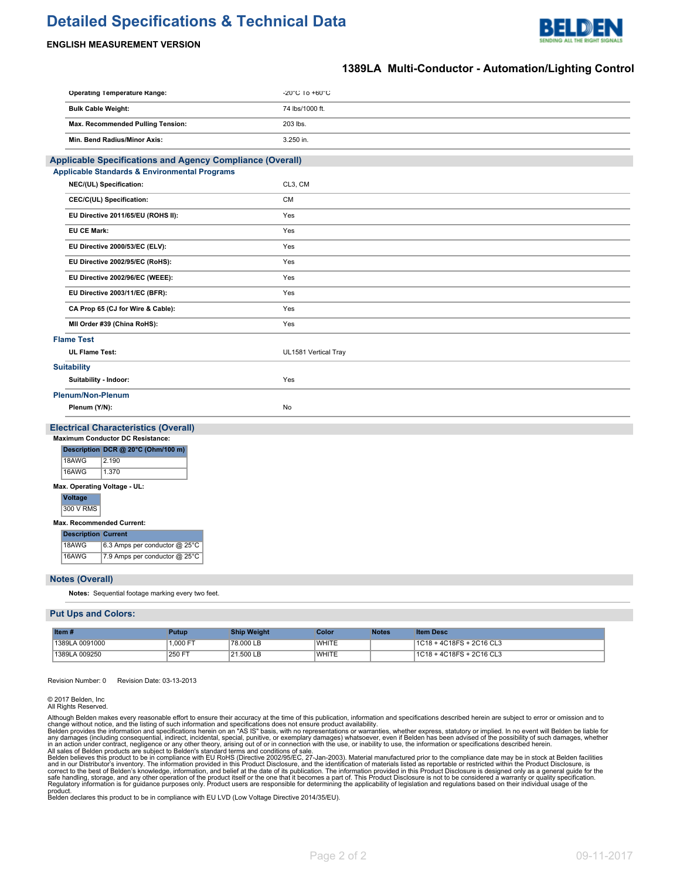# Detailed Specifications & Technical Data

**ENGLISH MEASUREMENT VERSION**

## 1389LA Multi-Conductor - Automation/Lighting Control

| | |
|---|---|
| **Operating Temperature Range:** | -20°C To +60°C |
| **Bulk Cable Weight:** | 74 lbs/1000 ft. |
| **Max. Recommended Pulling Tension:** | 203 lbs. |
| **Min. Bend Radius/Minor Axis:** | 3.250 in. |

## Applicable Specifications and Agency Compliance (Overall)

### Applicable Standards & Environmental Programs

| | |
|---|---|
| **NEC/(UL) Specification:** | CL3, CM |
| **CEC/C(UL) Specification:** | CM |
| **EU Directive 2011/65/EU (ROHS II):** | Yes |
| **EU CE Mark:** | Yes |
| **EU Directive 2000/53/EC (ELV):** | Yes |
| **EU Directive 2002/95/EC (RoHS):** | Yes |
| **EU Directive 2002/96/EC (WEEE):** | Yes |
| **EU Directive 2003/11/EC (BFR):** | Yes |
| **CA Prop 65 (CJ for Wire & Cable):** | Yes |
| **MII Order #39 (China RoHS):** | Yes |

### Flame Test

| | |
|---|---|
| **UL Flame Test:** | UL1581 Vertical Tray |

### Suitability

| | |
|---|---|
| **Suitability - Indoor:** | Yes |

### Plenum/Non-Plenum

| | |
|---|---|
| **Plenum (Y/N):** | No |

## Electrical Characteristics (Overall)

**Maximum Conductor DC Resistance:**

| Description | DCR @ 20°C (Ohm/100 m) |
|---|---|
| 18AWG | 2.190 |
| 16AWG | 1.370 |

**Max. Operating Voltage - UL:**

| Voltage |
|---|
| 300 V RMS |

**Max. Recommended Current:**

| Description | Current |
|---|---|
| 18AWG | 6.3 Amps per conductor @ 25°C |
| 16AWG | 7.9 Amps per conductor @ 25°C |

## Notes (Overall)

**Notes:** Sequential footage marking every two feet.

## Put Ups and Colors:

| Item # | Putup | Ship Weight | Color | Notes | Item Desc |
|---|---|---|---|---|---|
| 1389LA 0091000 | 1,000 FT | 78.000 LB | WHITE | | 1C18 + 4C18FS + 2C16 CL3 |
| 1389LA 009250 | 250 FT | 21.500 LB | WHITE | | 1C18 + 4C18FS + 2C16 CL3 |

Revision Number: 0 Revision Date: 03-13-2013

© 2017 Belden, Inc
All Rights Reserved.

Although Belden makes every reasonable effort to ensure their accuracy at the time of this publication, information and specifications described herein are subject to error or omission and to change without notice, and the listing of such information and specifications does not ensure product availability.
Belden provides the information and specifications herein on an "AS IS" basis, with no representations or warranties, whether express, statutory or implied. In no event will Belden be liable for any damages (including consequential, indirect, incidental, special, punitive, or exemplary damages) whatsoever, even if Belden has been advised of the possibility of such damages, whether in an action under contract, negligence or any other theory, arising out of or in connection with the use, or inability to use, the information or specifications described herein.
All sales of Belden products are subject to Belden's standard terms and conditions of sale.
Belden believes this product to be in compliance with EU RoHS (Directive 2002/95/EC, 27-Jan-2003). Material manufactured prior to the compliance date may be in stock at Belden facilities and in our Distributor's inventory. The information provided in this Product Disclosure, and the identification of materials listed as reportable or restricted within the Product Disclosure, is correct to the best of Belden's knowledge, information, and belief at the date of its publication. The information provided in this Product Disclosure is designed only as a general guide for the safe handling, storage, and any other operation of the product itself or the one that it becomes a part of. This Product Disclosure is not to be considered a warranty or quality specification. Regulatory information is for guidance purposes only. Product users are responsible for determining the applicability of legislation and regulations based on their individual usage of the product.
Belden declares this product to be in compliance with EU LVD (Low Voltage Directive 2014/35/EU).